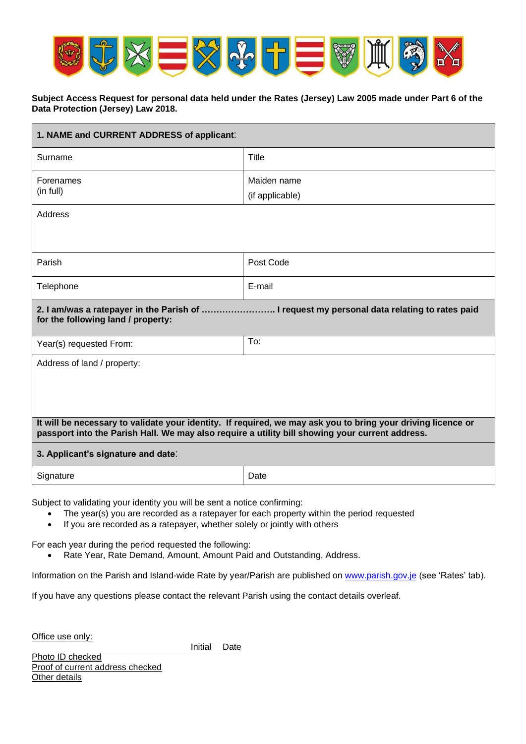**Subject Access Request for personal data held under the Rates (Jersey) Law 2005 made under Part 6 of the Data Protection (Jersey) Law 2018.**

| **1. NAME and CURRENT ADDRESS of applicant**: | |
|---|---|
| Surname | Title |
| Forenames (in full) | Maiden name (if applicable) |
| Address | |
| Parish | Post Code |
| Telephone | E-mail |
| **2. I am/was a ratepayer in the Parish of ……………………. I request my personal data relating to rates paid for the following land / property:** | |
| Year(s) requested From: | To: |
| Address of land / property: | |
| **It will be necessary to validate your identity. If required, we may ask you to bring your driving licence or passport into the Parish Hall. We may also require a utility bill showing your current address.** | |
| **3. Applicant's signature and date**: | |
| Signature | Date |

Subject to validating your identity you will be sent a notice confirming:

- The year(s) you are recorded as a ratepayer for each property within the period requested
- If you are recorded as a ratepayer, whether solely or jointly with others

For each year during the period requested the following:

- Rate Year, Rate Demand, Amount, Amount Paid and Outstanding, Address.

Information on the Parish and Island-wide Rate by year/Parish are published on www.parish.gov.je (see 'Rates' tab).

If you have any questions please contact the relevant Parish using the contact details overleaf.

Office use only:

| | Initial | Date |
|---|---|---|
| Photo ID checked | | |
| Proof of current address checked | | |
| Other details | | |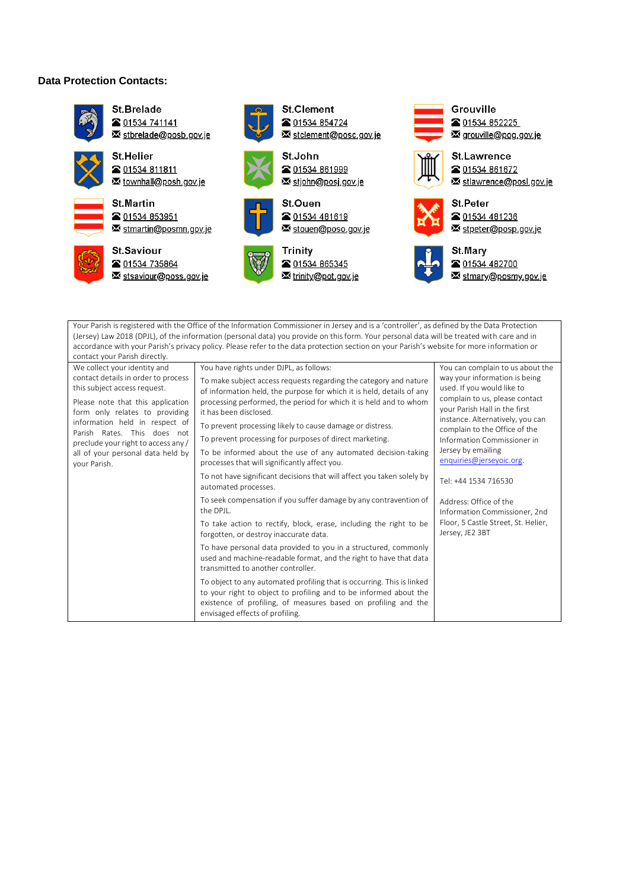**Data Protection Contacts:**

| | | |
|---|---|---|
| **St.Brelade**<br>☎ 01534 741141<br>✉ stbrelade@posb.gov.je | **St.Clement**<br>☎ 01534 854724<br>✉ stclement@posc.gov.je | **Grouville**<br>☎ 01534 852225<br>✉ grouville@pog.gov.je |
| **St.Helier**<br>☎ 01534 811811<br>✉ townhall@posh.gov.je | **St.John**<br>☎ 01534 861999<br>✉ stjohn@posj.gov.je | **St.Lawrence**<br>☎ 01534 861672<br>✉ stlawrence@posl.gov.je |
| **St.Martin**<br>☎ 01534 853951<br>✉ stmartin@posmn.gov.je | **St.Ouen**<br>☎ 01534 481619<br>✉ stouen@poso.gov.je | **St.Peter**<br>☎ 01534 481236<br>✉ stpeter@posp.gov.je |
| **St.Saviour**<br>☎ 01534 735864<br>✉ stsaviour@poss.gov.je | **Trinity**<br>☎ 01534 865345<br>✉ trinity@pot.gov.je | **St.Mary**<br>☎ 01534 482700<br>✉ stmary@posmy.gov.je |

| | | |
|---|---|---|
| Your Parish is registered with the Office of the Information Commissioner in Jersey and is a 'controller', as defined by the Data Protection (Jersey) Law 2018 (DPJL), of the information (personal data) you provide on this form. Your personal data will be treated with care and in accordance with your Parish's privacy policy. Please refer to the data protection section on your Parish's website for more information or contact your Parish directly. | | |
| We collect your identity and contact details in order to process this subject access request.<br><br>Please note that this application form only relates to providing information held in respect of Parish Rates. This does not preclude your right to access any / all of your personal data held by your Parish. | You have rights under DJPL, as follows:<br><br>To make subject access requests regarding the category and nature of information held, the purpose for which it is held, details of any processing performed, the period for which it is held and to whom it has been disclosed.<br><br>To prevent processing likely to cause damage or distress.<br><br>To prevent processing for purposes of direct marketing.<br><br>To be informed about the use of any automated decision-taking processes that will significantly affect you.<br><br>To not have significant decisions that will affect you taken solely by automated processes.<br><br>To seek compensation if you suffer damage by any contravention of the DPJL.<br><br>To take action to rectify, block, erase, including the right to be forgotten, or destroy inaccurate data.<br><br>To have personal data provided to you in a structured, commonly used and machine-readable format, and the right to have that data transmitted to another controller.<br><br>To object to any automated profiling that is occurring. This is linked to your right to object to profiling and to be informed about the existence of profiling, of measures based on profiling and the envisaged effects of profiling. | You can complain to us about the way your information is being used. If you would like to complain to us, please contact your Parish Hall in the first instance. Alternatively, you can complain to the Office of the Information Commissioner in Jersey by emailing enquiries@jerseyoic.org.<br><br>Tel: +44 1534 716530<br><br>Address: Office of the Information Commissioner, 2nd Floor, 5 Castle Street, St. Helier, Jersey, JE2 3BT |